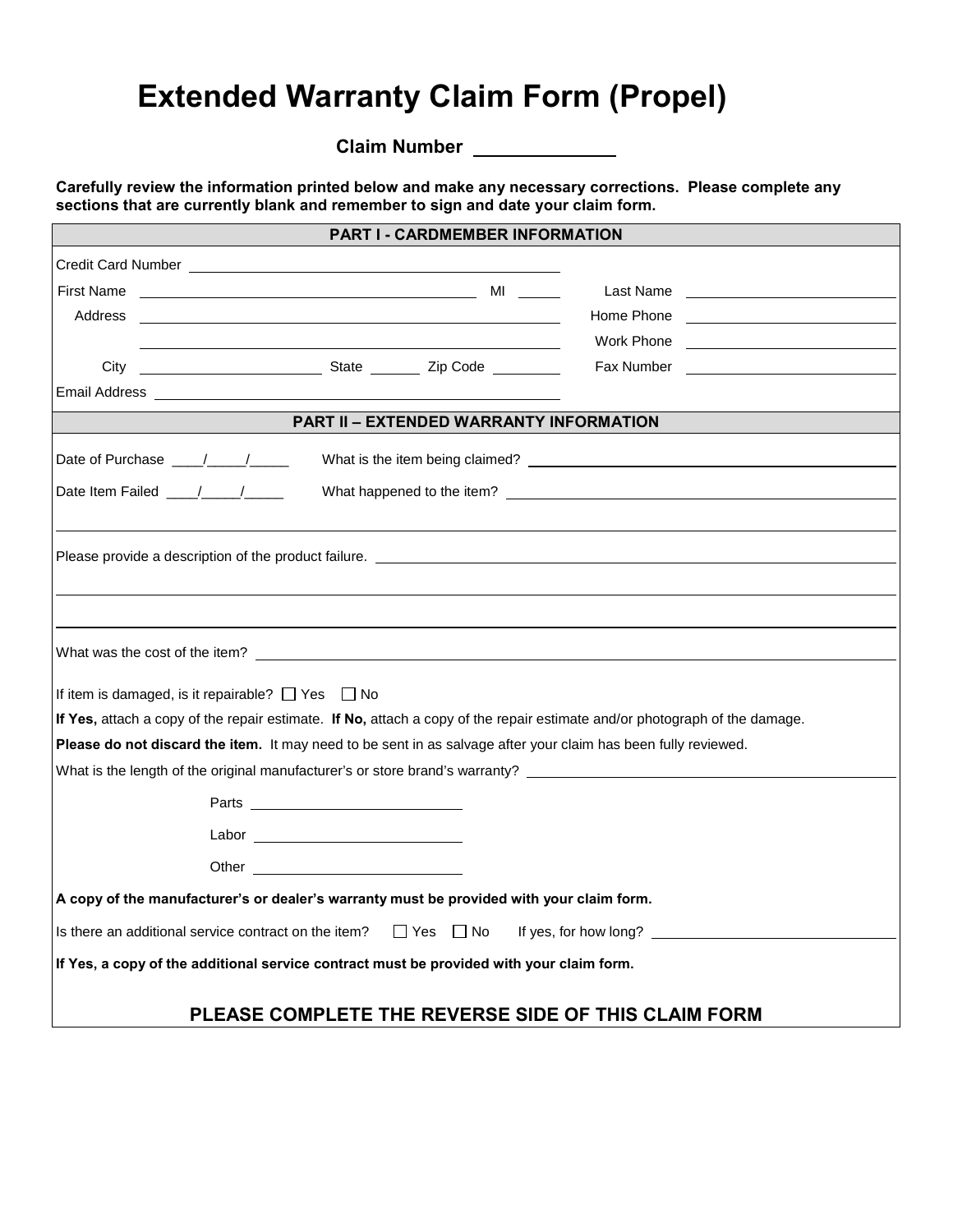# Extended Warranty Claim Form (Propel)

**Claim Number** ______________

**Carefully review the information printed below and make any necessary corrections. Please complete any sections that are currently blank and remember to sign and date your claim form.**

## PART I - CARDMEMBER INFORMATION

Credit Card Number ______________________________

First Name ______________________________ MI ______ Last Name ______________________________

Address ______________________________ Home Phone ______________________________

______________________________ Work Phone ______________________________

City ______________ State ______ Zip Code ________ Fax Number ______________________________

Email Address ______________________________

## PART II – EXTENDED WARRANTY INFORMATION

Date of Purchase ____/_____/_____ What is the item being claimed? ______________________________

Date Item Failed ____/_____/_____ What happened to the item? ______________________________

______________________________

Please provide a description of the product failure. ______________________________

______________________________

______________________________

What was the cost of the item? ______________________________

If item is damaged, is it repairable? ☐ Yes ☐ No

**If Yes,** attach a copy of the repair estimate. **If No,** attach a copy of the repair estimate and/or photograph of the damage.

**Please do not discard the item.** It may need to be sent in as salvage after your claim has been fully reviewed.

What is the length of the original manufacturer's or store brand's warranty? ______________________________

Parts ______________________

Labor ______________________

Other ______________________

**A copy of the manufacturer's or dealer's warranty must be provided with your claim form.**

Is there an additional service contract on the item? ☐ Yes ☐ No If yes, for how long? ______________________

**If Yes, a copy of the additional service contract must be provided with your claim form.**

**PLEASE COMPLETE THE REVERSE SIDE OF THIS CLAIM FORM**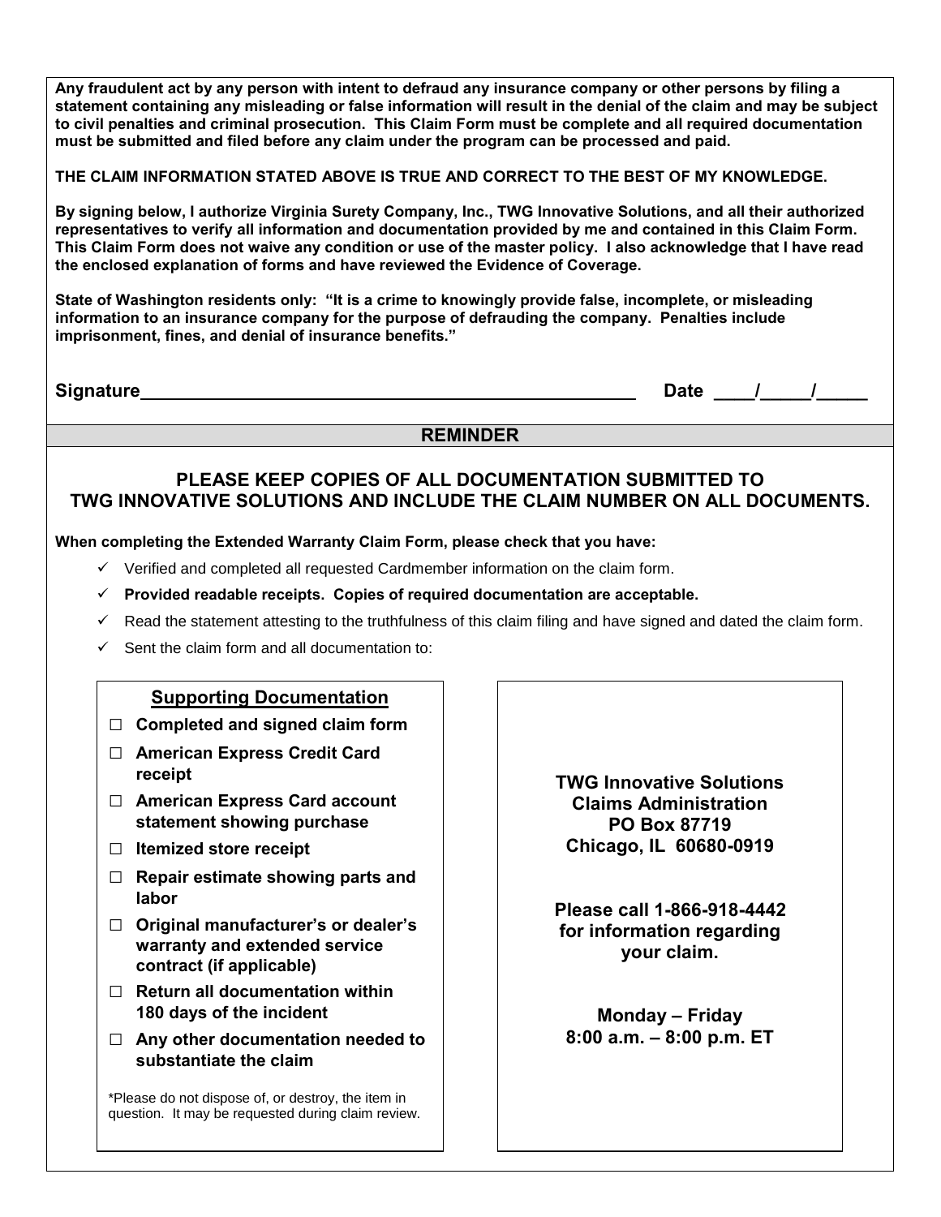**Any fraudulent act by any person with intent to defraud any insurance company or other persons by filing a statement containing any misleading or false information will result in the denial of the claim and may be subject to civil penalties and criminal prosecution. This Claim Form must be complete and all required documentation must be submitted and filed before any claim under the program can be processed and paid.**

**THE CLAIM INFORMATION STATED ABOVE IS TRUE AND CORRECT TO THE BEST OF MY KNOWLEDGE.**

**By signing below, I authorize Virginia Surety Company, Inc., TWG Innovative Solutions, and all their authorized representatives to verify all information and documentation provided by me and contained in this Claim Form. This Claim Form does not waive any condition or use of the master policy. I also acknowledge that I have read the enclosed explanation of forms and have reviewed the Evidence of Coverage.**

**State of Washington residents only: "It is a crime to knowingly provide false, incomplete, or misleading information to an insurance company for the purpose of defrauding the company. Penalties include imprisonment, fines, and denial of insurance benefits."**

**Signature**\_\_\_\_\_\_\_\_\_\_\_\_\_\_\_\_\_\_\_\_\_\_\_\_\_\_\_\_\_\_\_\_\_\_\_\_\_\_\_\_\_\_\_\_ **Date** \_\_\_\_/\_\_\_\_\_/\_\_\_\_\_

## REMINDER

### PLEASE KEEP COPIES OF ALL DOCUMENTATION SUBMITTED TO TWG INNOVATIVE SOLUTIONS AND INCLUDE THE CLAIM NUMBER ON ALL DOCUMENTS.

**When completing the Extended Warranty Claim Form, please check that you have:**

- ✓ Verified and completed all requested Cardmember information on the claim form.
- ✓ **Provided readable receipts. Copies of required documentation are acceptable.**
- ✓ Read the statement attesting to the truthfulness of this claim filing and have signed and dated the claim form.
- ✓ Sent the claim form and all documentation to:

**Supporting Documentation**

- ☐ **Completed and signed claim form**
- ☐ **American Express Credit Card receipt**
- ☐ **American Express Card account statement showing purchase**
- ☐ **Itemized store receipt**
- ☐ **Repair estimate showing parts and labor**
- ☐ **Original manufacturer's or dealer's warranty and extended service contract (if applicable)**
- ☐ **Return all documentation within 180 days of the incident**
- ☐ **Any other documentation needed to substantiate the claim**

*Please do not dispose of, or destroy, the item in question. It may be requested during claim review.

**TWG Innovative Solutions**
**Claims Administration**
**PO Box 87719**
**Chicago, IL 60680-0919**

**Please call 1-866-918-4442 for information regarding your claim.**

**Monday – Friday**
**8:00 a.m. – 8:00 p.m. ET**